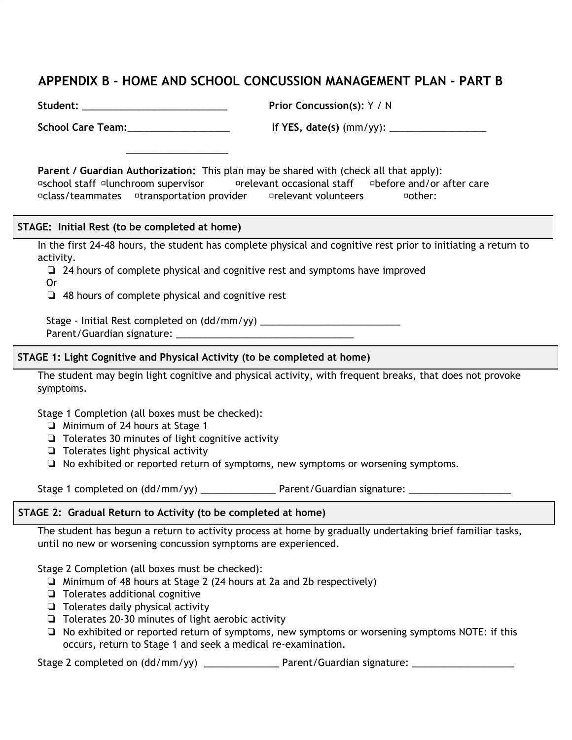# APPENDIX B - HOME AND SCHOOL CONCUSSION MANAGEMENT PLAN - PART B

**Student:** ___________________________ **Prior Concussion(s):** Y / N

**School Care Team:**___________________ **If YES, date(s)** (mm/yy): __________________

___________________

**Parent / Guardian Authorization:** This plan may be shared with (check all that apply):
▫school staff ▫lunchroom supervisor ▫relevant occasional staff ▫before and/or after care
▫class/teammates ▫transportation provider ▫relevant volunteers ▫other:

## STAGE: Initial Rest (to be completed at home)

In the first 24-48 hours, the student has complete physical and cognitive rest prior to initiating a return to activity.

- ❏ 24 hours of complete physical and cognitive rest and symptoms have improved

Or

- ❏ 48 hours of complete physical and cognitive rest

Stage - Initial Rest completed on (dd/mm/yy) __________________________
Parent/Guardian signature: _________________________________

## STAGE 1: Light Cognitive and Physical Activity (to be completed at home)

The student may begin light cognitive and physical activity, with frequent breaks, that does not provoke symptoms.

Stage 1 Completion (all boxes must be checked):

- ❏ Minimum of 24 hours at Stage 1
- ❏ Tolerates 30 minutes of light cognitive activity
- ❏ Tolerates light physical activity
- ❏ No exhibited or reported return of symptoms, new symptoms or worsening symptoms.

Stage 1 completed on (dd/mm/yy) ______________ Parent/Guardian signature: ___________________

## STAGE 2: Gradual Return to Activity (to be completed at home)

The student has begun a return to activity process at home by gradually undertaking brief familiar tasks, until no new or worsening concussion symptoms are experienced.

Stage 2 Completion (all boxes must be checked):

- ❏ Minimum of 48 hours at Stage 2 (24 hours at 2a and 2b respectively)
- ❏ Tolerates additional cognitive
- ❏ Tolerates daily physical activity
- ❏ Tolerates 20-30 minutes of light aerobic activity
- ❏ No exhibited or reported return of symptoms, new symptoms or worsening symptoms NOTE: if this occurs, return to Stage 1 and seek a medical re-examination.

Stage 2 completed on (dd/mm/yy) ______________ Parent/Guardian signature: ___________________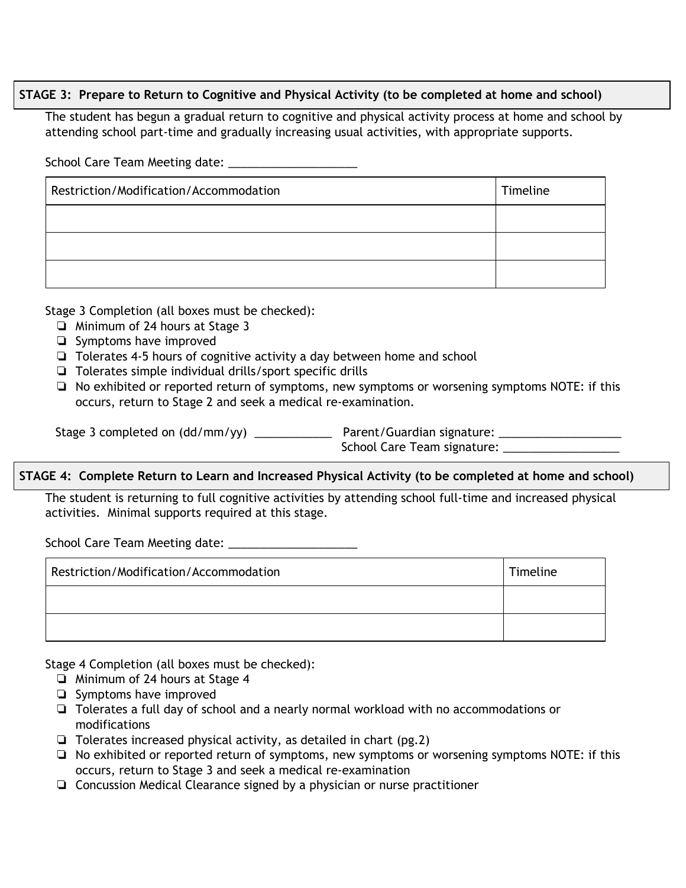## STAGE 3: Prepare to Return to Cognitive and Physical Activity (to be completed at home and school)

The student has begun a gradual return to cognitive and physical activity process at home and school by attending school part-time and gradually increasing usual activities, with appropriate supports.

School Care Team Meeting date: ____________________

| Restriction/Modification/Accommodation | Timeline |
|---|---|
| | |
| | |
| | |

Stage 3 Completion (all boxes must be checked):

- ❏ Minimum of 24 hours at Stage 3
- ❏ Symptoms have improved
- ❏ Tolerates 4-5 hours of cognitive activity a day between home and school
- ❏ Tolerates simple individual drills/sport specific drills
- ❏ No exhibited or reported return of symptoms, new symptoms or worsening symptoms NOTE: if this occurs, return to Stage 2 and seek a medical re-examination.

Stage 3 completed on (dd/mm/yy) ____________ Parent/Guardian signature: ___________________

School Care Team signature: __________________

## STAGE 4: Complete Return to Learn and Increased Physical Activity (to be completed at home and school)

The student is returning to full cognitive activities by attending school full-time and increased physical activities. Minimal supports required at this stage.

School Care Team Meeting date: ____________________

| Restriction/Modification/Accommodation | Timeline |
|---|---|
| | |
| | |

Stage 4 Completion (all boxes must be checked):

- ❏ Minimum of 24 hours at Stage 4
- ❏ Symptoms have improved
- ❏ Tolerates a full day of school and a nearly normal workload with no accommodations or modifications
- ❏ Tolerates increased physical activity, as detailed in chart (pg.2)
- ❏ No exhibited or reported return of symptoms, new symptoms or worsening symptoms NOTE: if this occurs, return to Stage 3 and seek a medical re-examination
- ❏ Concussion Medical Clearance signed by a physician or nurse practitioner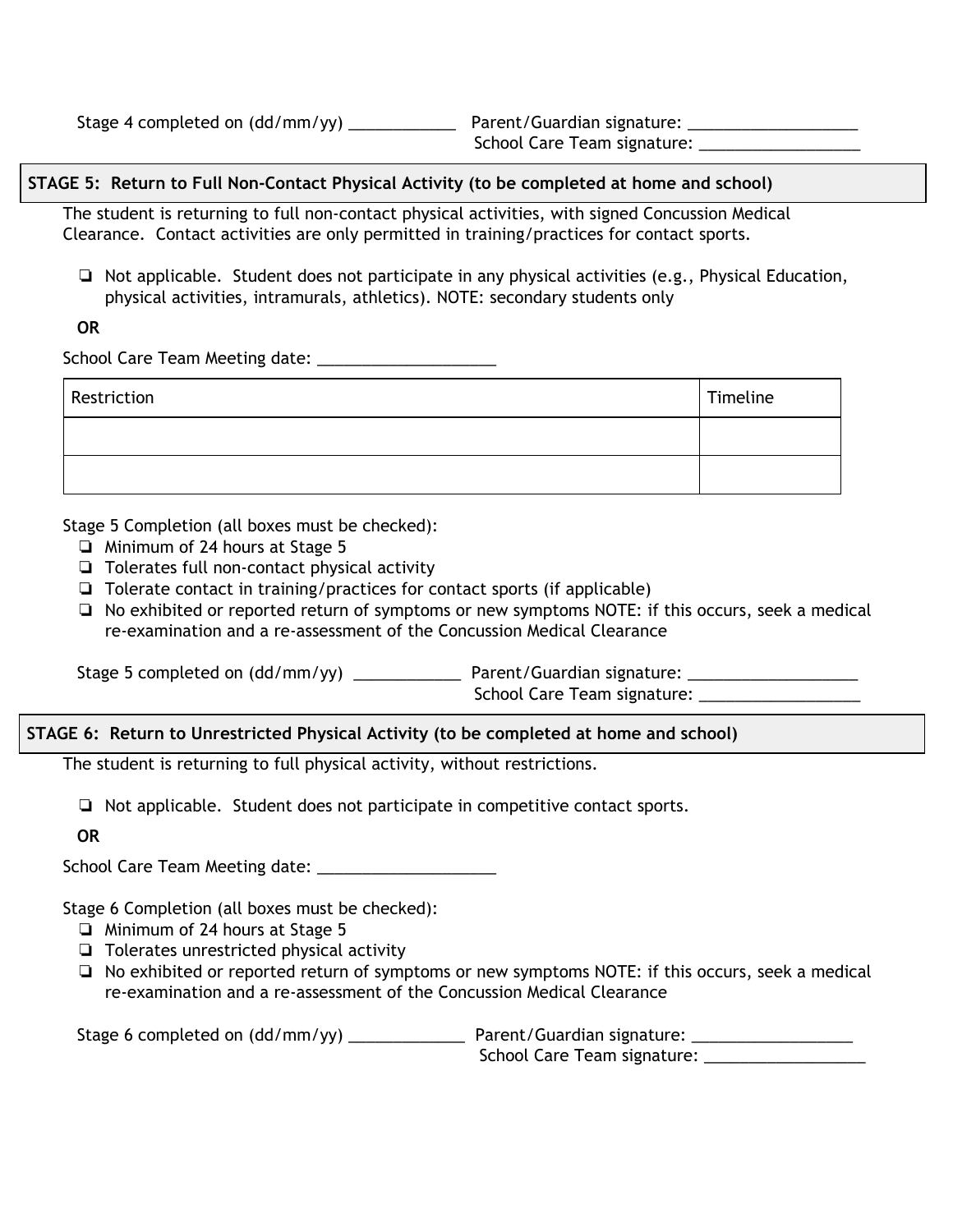Stage 4 completed on (dd/mm/yy) ____________ Parent/Guardian signature: ___________________
School Care Team signature: __________________

## STAGE 5: Return to Full Non-Contact Physical Activity (to be completed at home and school)

The student is returning to full non-contact physical activities, with signed Concussion Medical Clearance. Contact activities are only permitted in training/practices for contact sports.

- ❏ Not applicable. Student does not participate in any physical activities (e.g., Physical Education, physical activities, intramurals, athletics). NOTE: secondary students only

**OR**

School Care Team Meeting date: ____________________

| Restriction | Timeline |
| --- | --- |
| | |
| | |

Stage 5 Completion (all boxes must be checked):

- ❏ Minimum of 24 hours at Stage 5
- ❏ Tolerates full non-contact physical activity
- ❏ Tolerate contact in training/practices for contact sports (if applicable)
- ❏ No exhibited or reported return of symptoms or new symptoms NOTE: if this occurs, seek a medical re-examination and a re-assessment of the Concussion Medical Clearance

Stage 5 completed on (dd/mm/yy) ____________ Parent/Guardian signature: ___________________
School Care Team signature: __________________

## STAGE 6: Return to Unrestricted Physical Activity (to be completed at home and school)

The student is returning to full physical activity, without restrictions.

- ❏ Not applicable. Student does not participate in competitive contact sports.

**OR**

School Care Team Meeting date: ____________________

Stage 6 Completion (all boxes must be checked):

- ❏ Minimum of 24 hours at Stage 5
- ❏ Tolerates unrestricted physical activity
- ❏ No exhibited or reported return of symptoms or new symptoms NOTE: if this occurs, seek a medical re-examination and a re-assessment of the Concussion Medical Clearance

Stage 6 completed on (dd/mm/yy) _____________ Parent/Guardian signature: __________________
School Care Team signature: __________________